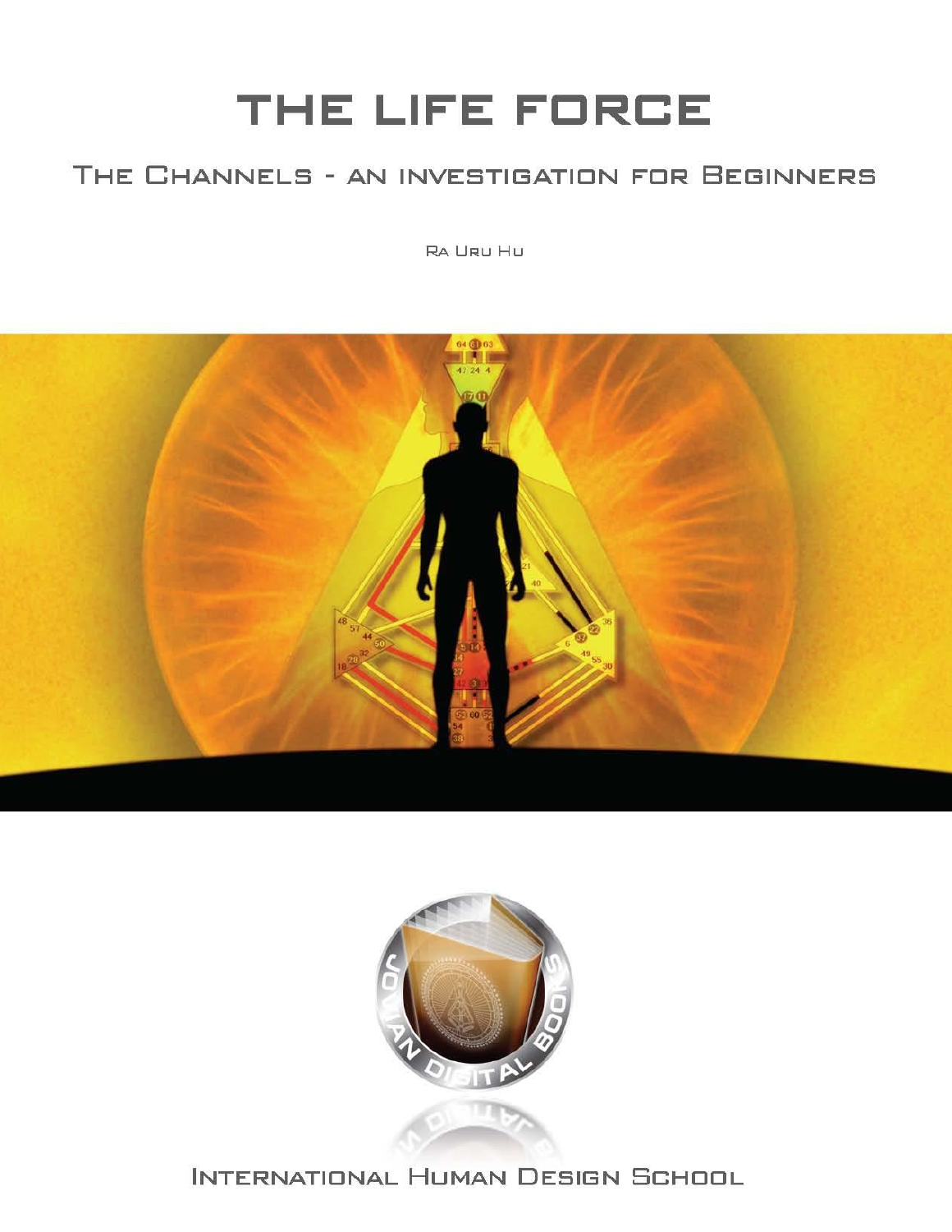# THE LIFE FORCE

## The Channels - an investigation for Beginners

Ra Uru Hu

International Human Design School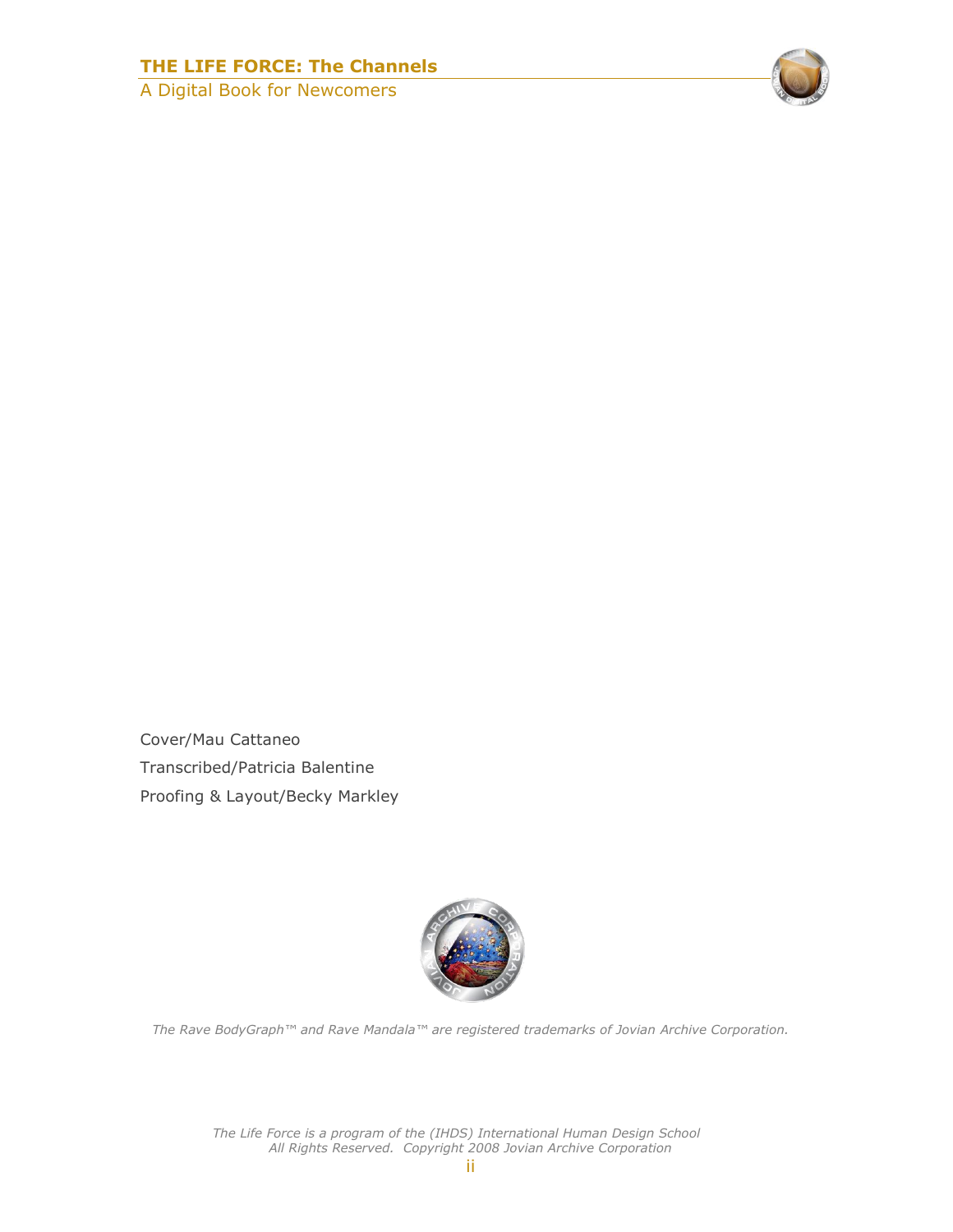Cover/Mau Cattaneo

Transcribed/Patricia Balentine

Proofing & Layout/Becky Markley

*The Rave BodyGraph™ and Rave Mandala™ are registered trademarks of Jovian Archive Corporation.*

*The Life Force is a program of the (IHDS) International Human Design School*
*All Rights Reserved. Copyright 2008 Jovian Archive Corporation*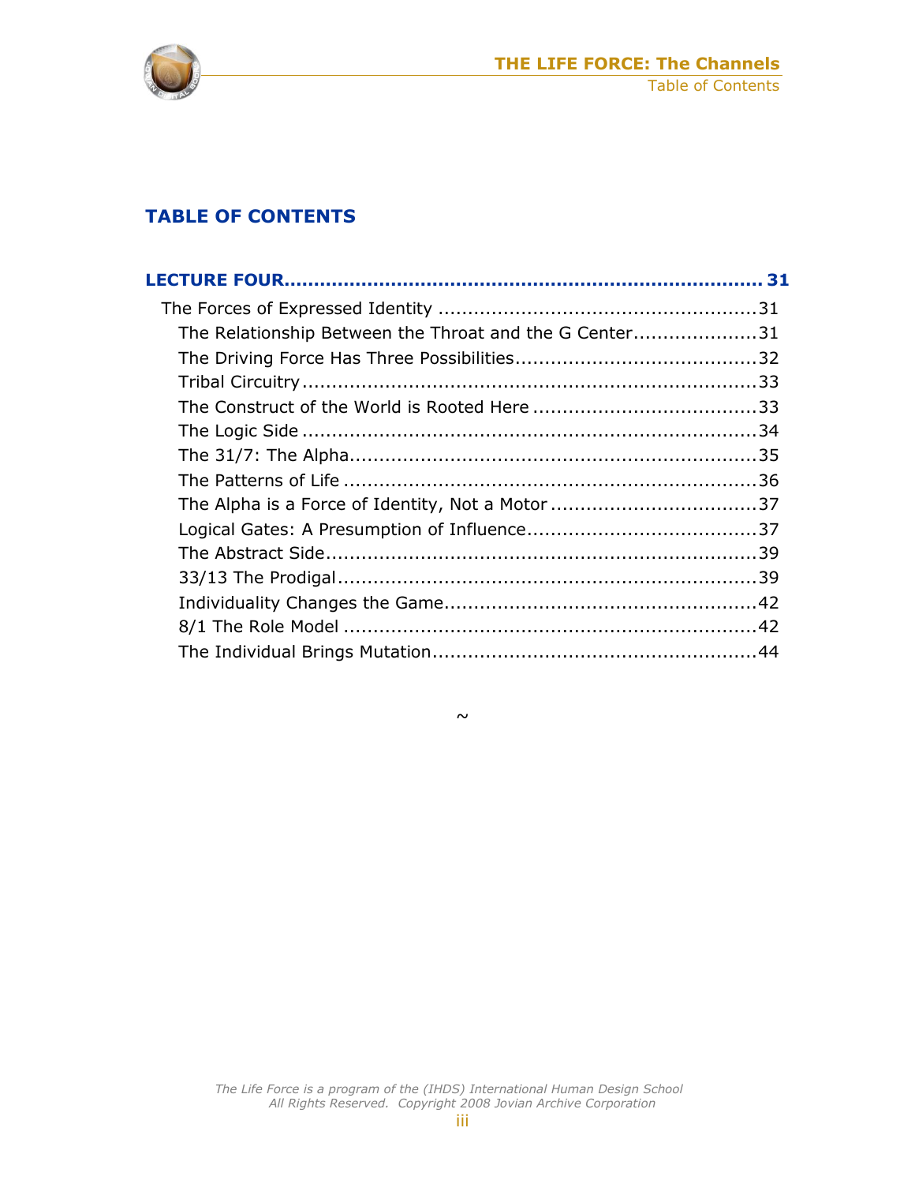## TABLE OF CONTENTS

**LECTURE FOUR.............................................................................. 31**

- The Forces of Expressed Identity ......................................................31
  - The Relationship Between the Throat and the G Center.....................31
  - The Driving Force Has Three Possibilities.........................................32
  - Tribal Circuitry..............................................................................33
  - The Construct of the World is Rooted Here ......................................33
  - The Logic Side ..............................................................................34
  - The 31/7: The Alpha......................................................................35
  - The Patterns of Life .......................................................................36
  - The Alpha is a Force of Identity, Not a Motor ...................................37
  - Logical Gates: A Presumption of Influence.......................................37
  - The Abstract Side..........................................................................39
  - 33/13 The Prodigal........................................................................39
  - Individuality Changes the Game.....................................................42
  - 8/1 The Role Model .......................................................................42
  - The Individual Brings Mutation.......................................................44

~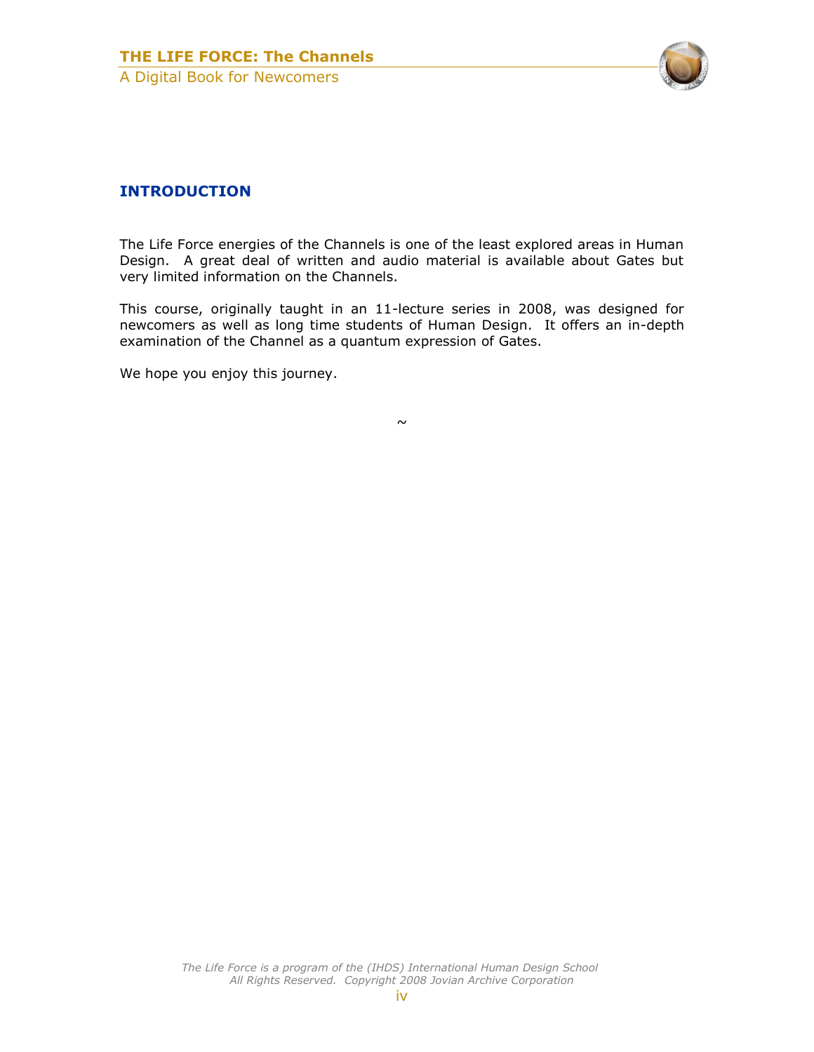## INTRODUCTION

The Life Force energies of the Channels is one of the least explored areas in Human Design. A great deal of written and audio material is available about Gates but very limited information on the Channels.

This course, originally taught in an 11-lecture series in 2008, was designed for newcomers as well as long time students of Human Design. It offers an in-depth examination of the Channel as a quantum expression of Gates.

We hope you enjoy this journey.

~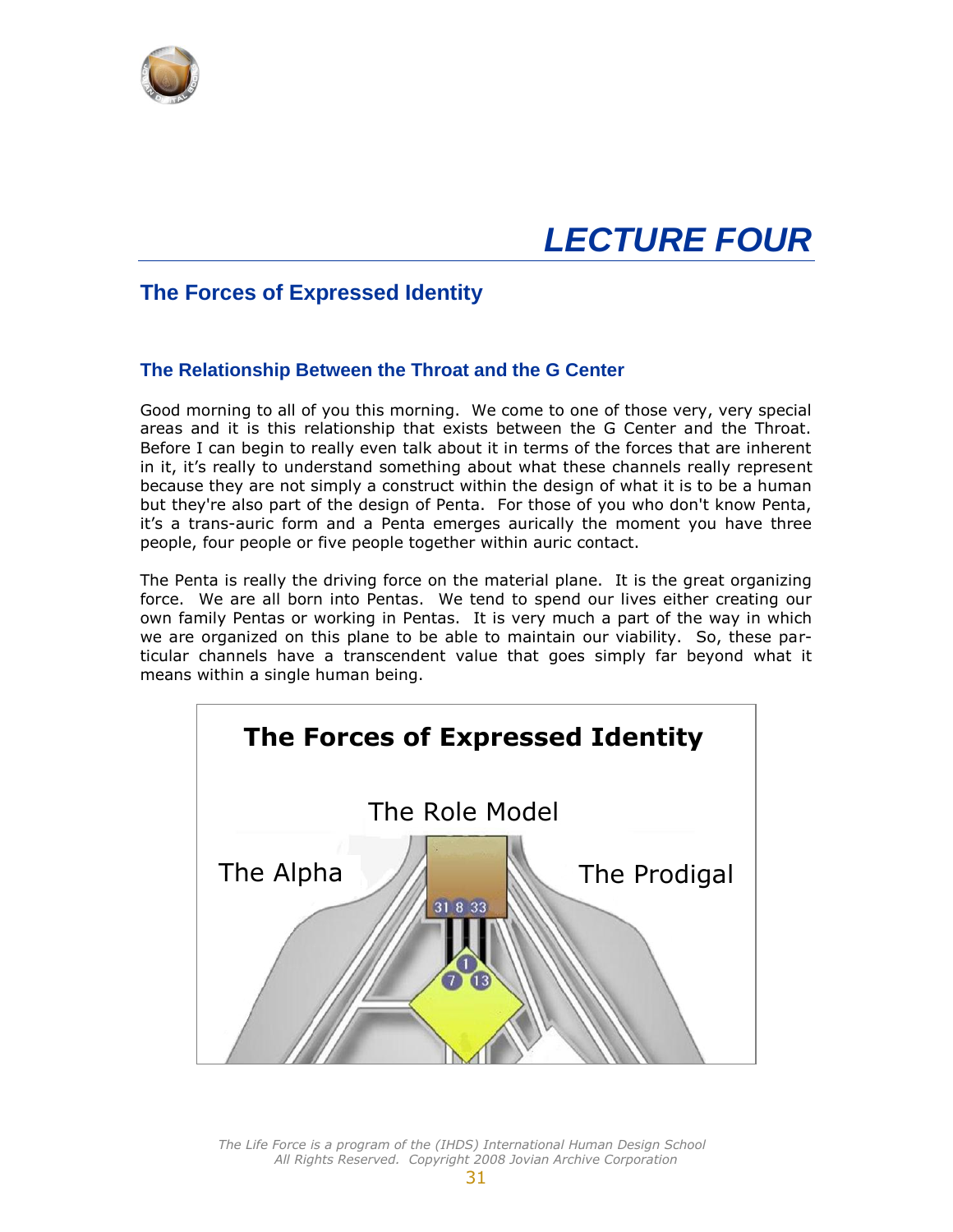# LECTURE FOUR

## The Forces of Expressed Identity

### The Relationship Between the Throat and the G Center

Good morning to all of you this morning. We come to one of those very, very special areas and it is this relationship that exists between the G Center and the Throat. Before I can begin to really even talk about it in terms of the forces that are inherent in it, it's really to understand something about what these channels really represent because they are not simply a construct within the design of what it is to be a human but they're also part of the design of Penta. For those of you who don't know Penta, it's a trans-auric form and a Penta emerges aurically the moment you have three people, four people or five people together within auric contact.

The Penta is really the driving force on the material plane. It is the great organizing force. We are all born into Pentas. We tend to spend our lives either creating our own family Pentas or working in Pentas. It is very much a part of the way in which we are organized on this plane to be able to maintain our viability. So, these particular channels have a transcendent value that goes simply far beyond what it means within a single human being.

**The Forces of Expressed Identity**

The Role Model

The Alpha

The Prodigal

31 8 33

1 7 13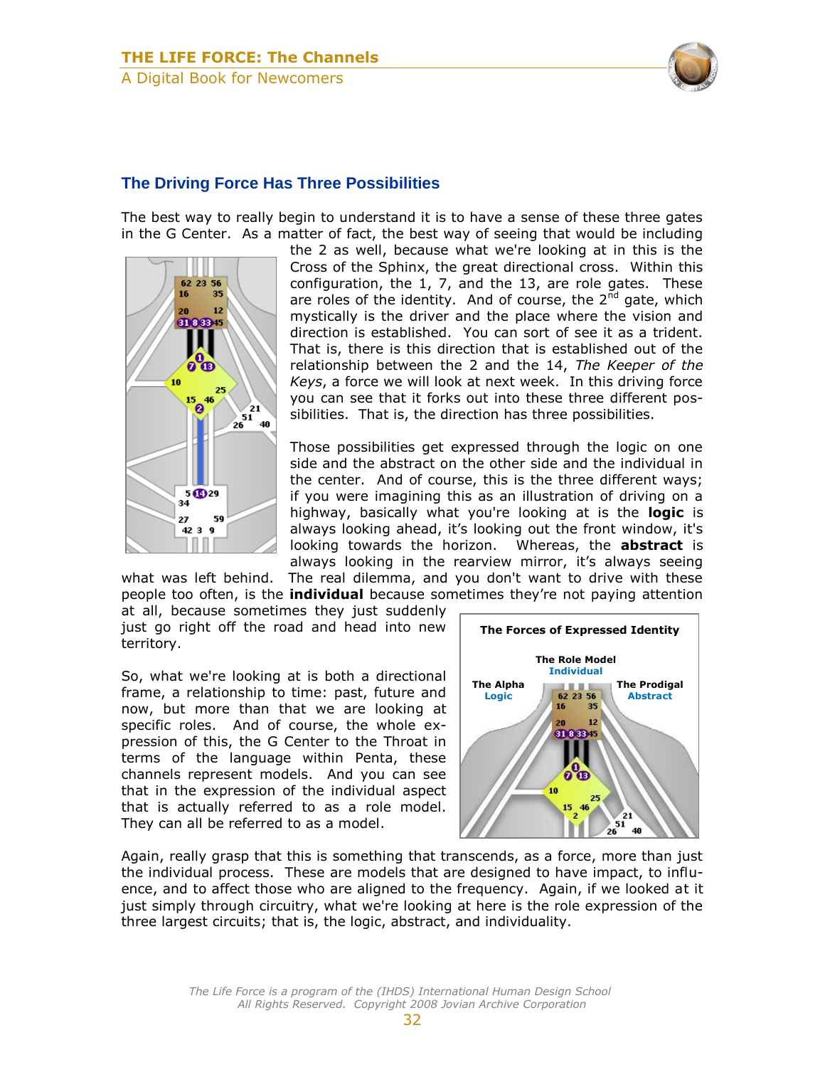## The Driving Force Has Three Possibilities

The best way to really begin to understand it is to have a sense of these three gates in the G Center. As a matter of fact, the best way of seeing that would be including the 2 as well, because what we're looking at in this is the Cross of the Sphinx, the great directional cross. Within this configuration, the 1, 7, and the 13, are role gates. These are roles of the identity. And of course, the 2nd gate, which mystically is the driver and the place where the vision and direction is established. You can sort of see it as a trident. That is, there is this direction that is established out of the relationship between the 2 and the 14, *The Keeper of the Keys*, a force we will look at next week. In this driving force you can see that it forks out into these three different possibilities. That is, the direction has three possibilities.

Those possibilities get expressed through the logic on one side and the abstract on the other side and the individual in the center. And of course, this is the three different ways; if you were imagining this as an illustration of driving on a highway, basically what you're looking at is the **logic** is always looking ahead, it's looking out the front window, it's looking towards the horizon. Whereas, the **abstract** is always looking in the rearview mirror, it's always seeing what was left behind. The real dilemma, and you don't want to drive with these people too often, is the **individual** because sometimes they're not paying attention at all, because sometimes they just suddenly just go right off the road and head into new territory.

So, what we're looking at is both a directional frame, a relationship to time: past, future and now, but more than that we are looking at specific roles. And of course, the whole expression of this, the G Center to the Throat in terms of the language within Penta, these channels represent models. And you can see that in the expression of the individual aspect that is actually referred to as a role model. They can all be referred to as a model.

**The Forces of Expressed Identity**

The Role Model — Individual; The Alpha — Logic; The Prodigal — Abstract

Again, really grasp that this is something that transcends, as a force, more than just the individual process. These are models that are designed to have impact, to influence, and to affect those who are aligned to the frequency. Again, if we looked at it just simply through circuitry, what we're looking at here is the role expression of the three largest circuits; that is, the logic, abstract, and individuality.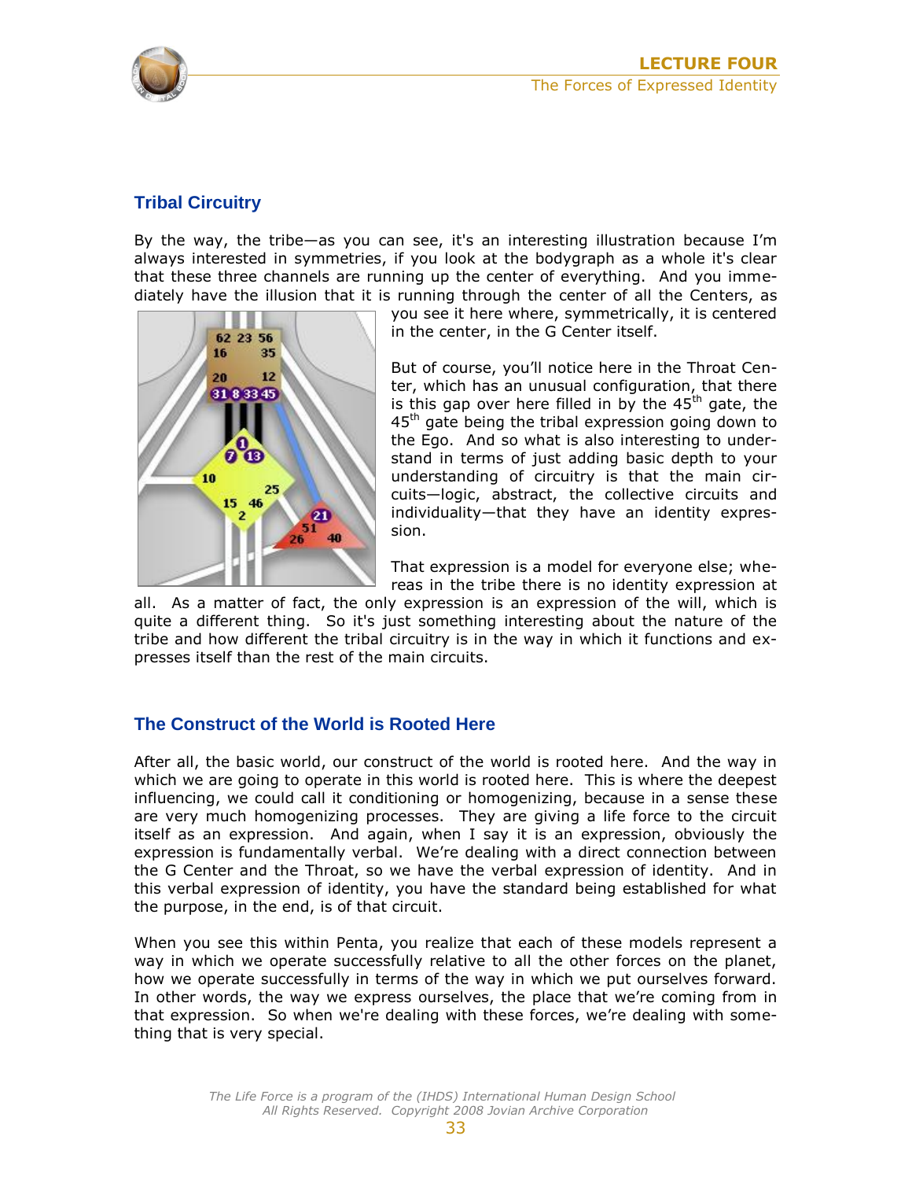## Tribal Circuitry

By the way, the tribe—as you can see, it's an interesting illustration because I'm always interested in symmetries, if you look at the bodygraph as a whole it's clear that these three channels are running up the center of everything. And you immediately have the illusion that it is running through the center of all the Centers, as you see it here where, symmetrically, it is centered in the center, in the G Center itself.

But of course, you'll notice here in the Throat Center, which has an unusual configuration, that there is this gap over here filled in by the 45th gate, the 45th gate being the tribal expression going down to the Ego. And so what is also interesting to understand in terms of just adding basic depth to your understanding of circuitry is that the main circuits—logic, abstract, the collective circuits and individuality—that they have an identity expression.

That expression is a model for everyone else; whereas in the tribe there is no identity expression at all. As a matter of fact, the only expression is an expression of the will, which is quite a different thing. So it's just something interesting about the nature of the tribe and how different the tribal circuitry is in the way in which it functions and expresses itself than the rest of the main circuits.

## The Construct of the World is Rooted Here

After all, the basic world, our construct of the world is rooted here. And the way in which we are going to operate in this world is rooted here. This is where the deepest influencing, we could call it conditioning or homogenizing, because in a sense these are very much homogenizing processes. They are giving a life force to the circuit itself as an expression. And again, when I say it is an expression, obviously the expression is fundamentally verbal. We're dealing with a direct connection between the G Center and the Throat, so we have the verbal expression of identity. And in this verbal expression of identity, you have the standard being established for what the purpose, in the end, is of that circuit.

When you see this within Penta, you realize that each of these models represent a way in which we operate successfully relative to all the other forces on the planet, how we operate successfully in terms of the way in which we put ourselves forward. In other words, the way we express ourselves, the place that we're coming from in that expression. So when we're dealing with these forces, we're dealing with something that is very special.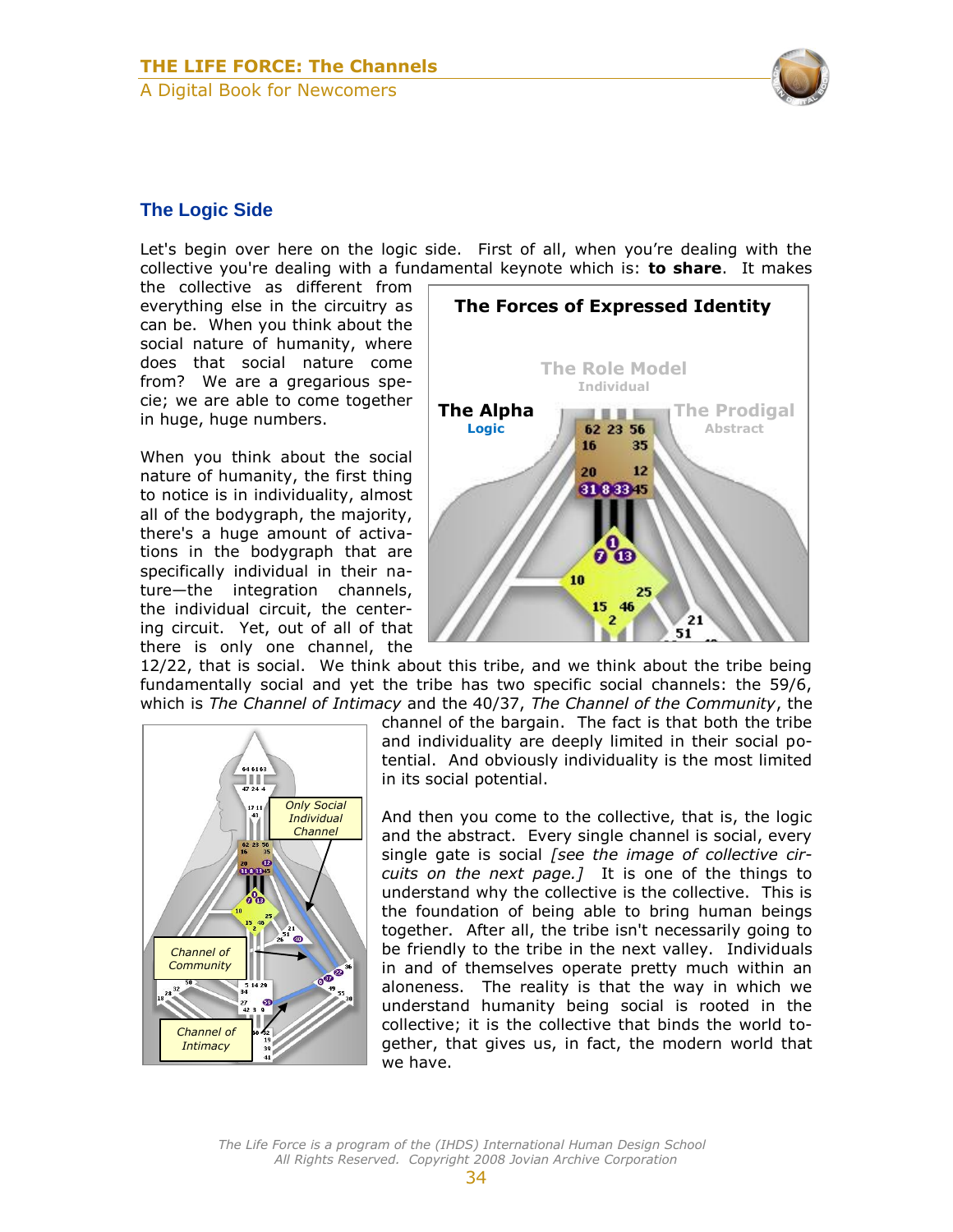## The Logic Side

Let's begin over here on the logic side. First of all, when you're dealing with the collective you're dealing with a fundamental keynote which is: **to share**. It makes the collective as different from everything else in the circuitry as can be. When you think about the social nature of humanity, where does that social nature come from? We are a gregarious specie; we are able to come together in huge, huge numbers.

When you think about the social nature of humanity, the first thing to notice is in individuality, almost all of the bodygraph, the majority, there's a huge amount of activations in the bodygraph that are specifically individual in their nature—the integration channels, the individual circuit, the centering circuit. Yet, out of all of that there is only one channel, the 12/22, that is social. We think about this tribe, and we think about the tribe being fundamentally social and yet the tribe has two specific social channels: the 59/6, which is *The Channel of Intimacy* and the 40/37, *The Channel of the Community*, the channel of the bargain. The fact is that both the tribe and individuality are deeply limited in their social potential. And obviously individuality is the most limited in its social potential.

And then you come to the collective, that is, the logic and the abstract. Every single channel is social, every single gate is social *[see the image of collective circuits on the next page.]* It is one of the things to understand why the collective is the collective. This is the foundation of being able to bring human beings together. After all, the tribe isn't necessarily going to be friendly to the tribe in the next valley. Individuals in and of themselves operate pretty much within an aloneness. The reality is that the way in which we understand humanity being social is rooted in the collective; it is the collective that binds the world together, that gives us, in fact, the modern world that we have.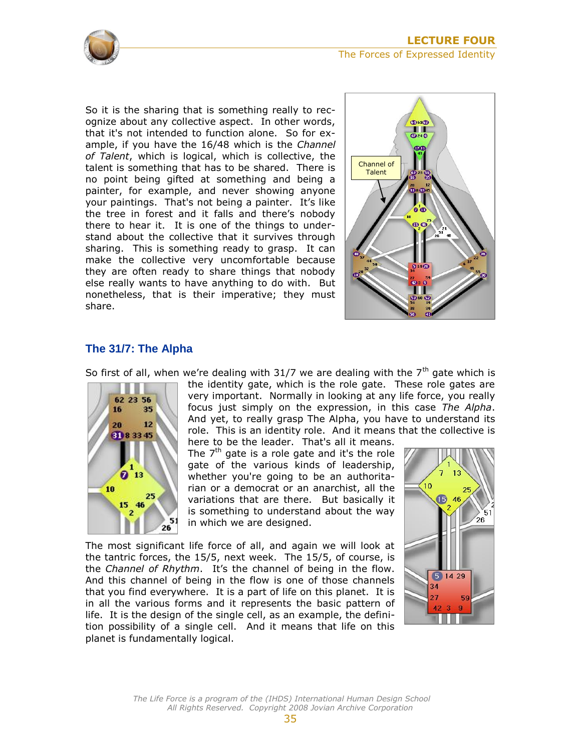So it is the sharing that is something really to recognize about any collective aspect. In other words, that it's not intended to function alone. So for example, if you have the 16/48 which is the *Channel of Talent*, which is logical, which is collective, the talent is something that has to be shared. There is no point being gifted at something and being a painter, for example, and never showing anyone your paintings. That's not being a painter. It's like the tree in forest and it falls and there's nobody there to hear it. It is one of the things to understand about the collective that it survives through sharing. This is something ready to grasp. It can make the collective very uncomfortable because they are often ready to share things that nobody else really wants to have anything to do with. But nonetheless, that is their imperative; they must share.

## The 31/7: The Alpha

So first of all, when we're dealing with 31/7 we are dealing with the 7th gate which is the identity gate, which is the role gate. These role gates are very important. Normally in looking at any life force, you really focus just simply on the expression, in this case *The Alpha*. And yet, to really grasp The Alpha, you have to understand its role. This is an identity role. And it means that the collective is here to be the leader. That's all it means. The 7th gate is a role gate and it's the role gate of the various kinds of leadership, whether you're going to be an authoritarian or a democrat or an anarchist, all the variations that are there. But basically it is something to understand about the way in which we are designed.

The most significant life force of all, and again we will look at the tantric forces, the 15/5, next week. The 15/5, of course, is the *Channel of Rhythm*. It's the channel of being in the flow. And this channel of being in the flow is one of those channels that you find everywhere. It is a part of life on this planet. It is in all the various forms and it represents the basic pattern of life. It is the design of the single cell, as an example, the definition possibility of a single cell. And it means that life on this planet is fundamentally logical.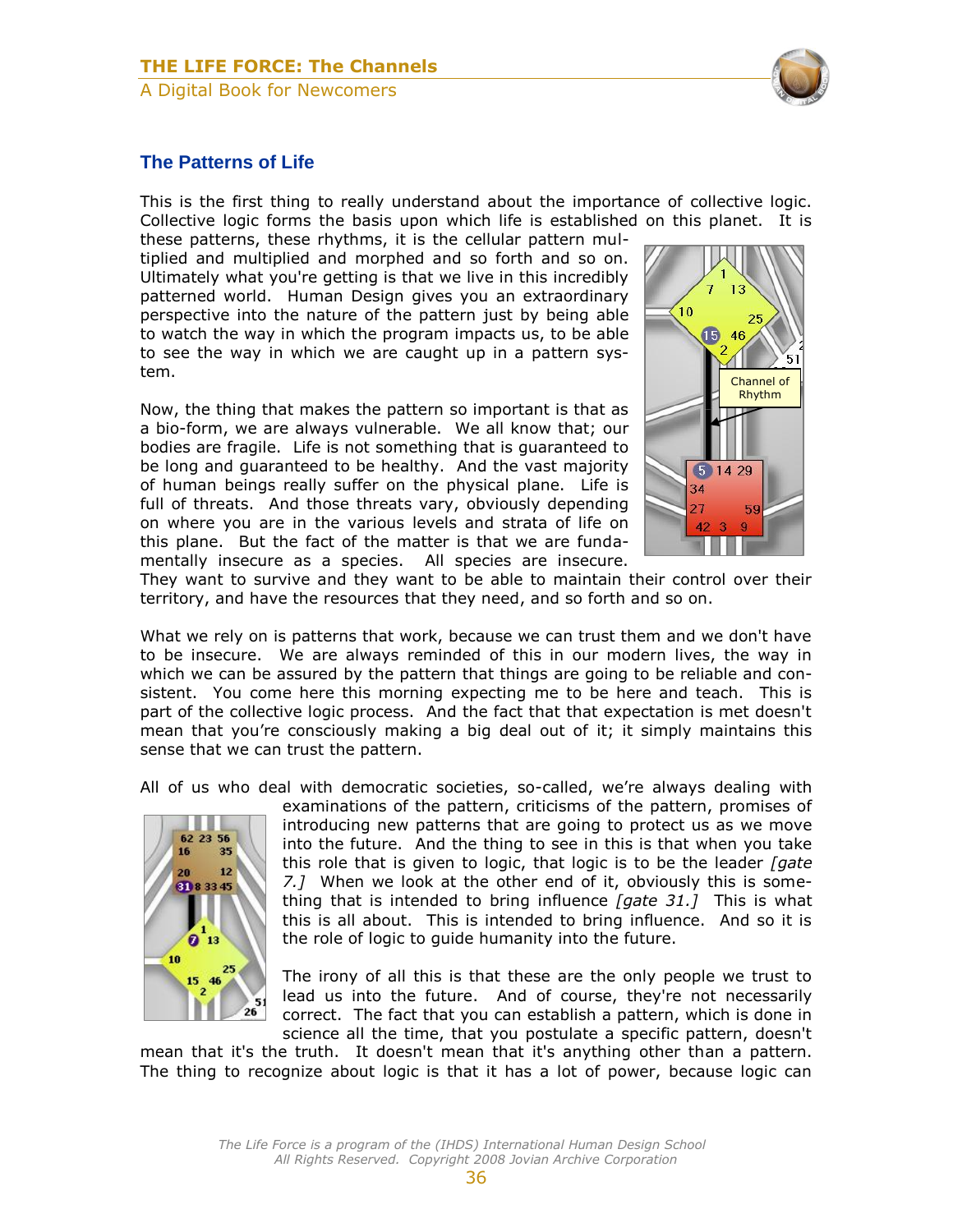## The Patterns of Life

This is the first thing to really understand about the importance of collective logic. Collective logic forms the basis upon which life is established on this planet. It is these patterns, these rhythms, it is the cellular pattern multiplied and multiplied and morphed and so forth and so on. Ultimately what you're getting is that we live in this incredibly patterned world. Human Design gives you an extraordinary perspective into the nature of the pattern just by being able to watch the way in which the program impacts us, to be able to see the way in which we are caught up in a pattern system.

Now, the thing that makes the pattern so important is that as a bio-form, we are always vulnerable. We all know that; our bodies are fragile. Life is not something that is guaranteed to be long and guaranteed to be healthy. And the vast majority of human beings really suffer on the physical plane. Life is full of threats. And those threats vary, obviously depending on where you are in the various levels and strata of life on this plane. But the fact of the matter is that we are fundamentally insecure as a species. All species are insecure. They want to survive and they want to be able to maintain their control over their territory, and have the resources that they need, and so forth and so on.

What we rely on is patterns that work, because we can trust them and we don't have to be insecure. We are always reminded of this in our modern lives, the way in which we can be assured by the pattern that things are going to be reliable and consistent. You come here this morning expecting me to be here and teach. This is part of the collective logic process. And the fact that that expectation is met doesn't mean that you're consciously making a big deal out of it; it simply maintains this sense that we can trust the pattern.

All of us who deal with democratic societies, so-called, we're always dealing with examinations of the pattern, criticisms of the pattern, promises of introducing new patterns that are going to protect us as we move into the future. And the thing to see in this is that when you take this role that is given to logic, that logic is to be the leader *[gate 7.]* When we look at the other end of it, obviously this is something that is intended to bring influence *[gate 31.]* This is what this is all about. This is intended to bring influence. And so it is the role of logic to guide humanity into the future.

The irony of all this is that these are the only people we trust to lead us into the future. And of course, they're not necessarily correct. The fact that you can establish a pattern, which is done in science all the time, that you postulate a specific pattern, doesn't mean that it's the truth. It doesn't mean that it's anything other than a pattern. The thing to recognize about logic is that it has a lot of power, because logic can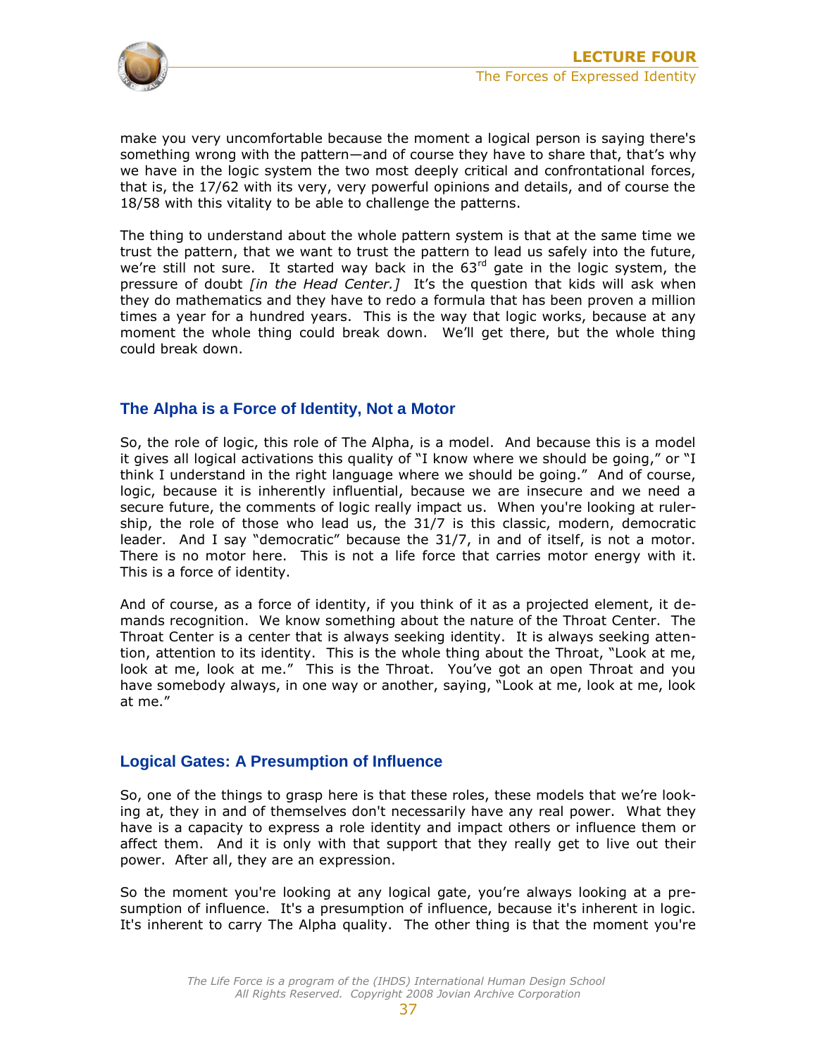make you very uncomfortable because the moment a logical person is saying there's something wrong with the pattern—and of course they have to share that, that's why we have in the logic system the two most deeply critical and confrontational forces, that is, the 17/62 with its very, very powerful opinions and details, and of course the 18/58 with this vitality to be able to challenge the patterns.

The thing to understand about the whole pattern system is that at the same time we trust the pattern, that we want to trust the pattern to lead us safely into the future, we're still not sure. It started way back in the 63rd gate in the logic system, the pressure of doubt *[in the Head Center.]* It's the question that kids will ask when they do mathematics and they have to redo a formula that has been proven a million times a year for a hundred years. This is the way that logic works, because at any moment the whole thing could break down. We'll get there, but the whole thing could break down.

## The Alpha is a Force of Identity, Not a Motor

So, the role of logic, this role of The Alpha, is a model. And because this is a model it gives all logical activations this quality of "I know where we should be going," or "I think I understand in the right language where we should be going." And of course, logic, because it is inherently influential, because we are insecure and we need a secure future, the comments of logic really impact us. When you're looking at rulership, the role of those who lead us, the 31/7 is this classic, modern, democratic leader. And I say "democratic" because the 31/7, in and of itself, is not a motor. There is no motor here. This is not a life force that carries motor energy with it. This is a force of identity.

And of course, as a force of identity, if you think of it as a projected element, it demands recognition. We know something about the nature of the Throat Center. The Throat Center is a center that is always seeking identity. It is always seeking attention, attention to its identity. This is the whole thing about the Throat, "Look at me, look at me, look at me." This is the Throat. You've got an open Throat and you have somebody always, in one way or another, saying, "Look at me, look at me, look at me."

## Logical Gates: A Presumption of Influence

So, one of the things to grasp here is that these roles, these models that we're looking at, they in and of themselves don't necessarily have any real power. What they have is a capacity to express a role identity and impact others or influence them or affect them. And it is only with that support that they really get to live out their power. After all, they are an expression.

So the moment you're looking at any logical gate, you're always looking at a presumption of influence. It's a presumption of influence, because it's inherent in logic. It's inherent to carry The Alpha quality. The other thing is that the moment you're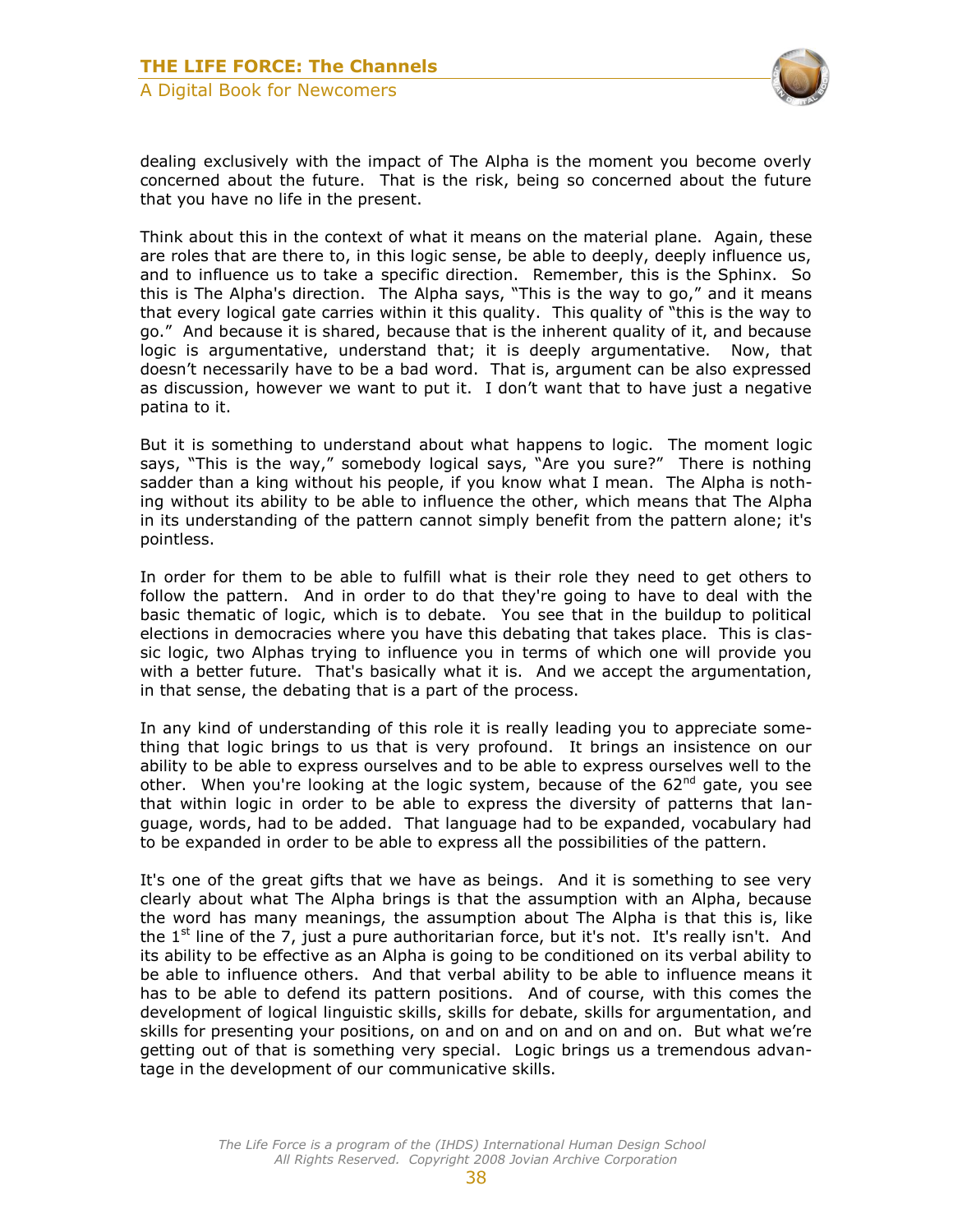dealing exclusively with the impact of The Alpha is the moment you become overly concerned about the future. That is the risk, being so concerned about the future that you have no life in the present.

Think about this in the context of what it means on the material plane. Again, these are roles that are there to, in this logic sense, be able to deeply, deeply influence us, and to influence us to take a specific direction. Remember, this is the Sphinx. So this is The Alpha's direction. The Alpha says, "This is the way to go," and it means that every logical gate carries within it this quality. This quality of "this is the way to go." And because it is shared, because that is the inherent quality of it, and because logic is argumentative, understand that; it is deeply argumentative. Now, that doesn't necessarily have to be a bad word. That is, argument can be also expressed as discussion, however we want to put it. I don't want that to have just a negative patina to it.

But it is something to understand about what happens to logic. The moment logic says, "This is the way," somebody logical says, "Are you sure?" There is nothing sadder than a king without his people, if you know what I mean. The Alpha is nothing without its ability to be able to influence the other, which means that The Alpha in its understanding of the pattern cannot simply benefit from the pattern alone; it's pointless.

In order for them to be able to fulfill what is their role they need to get others to follow the pattern. And in order to do that they're going to have to deal with the basic thematic of logic, which is to debate. You see that in the buildup to political elections in democracies where you have this debating that takes place. This is classic logic, two Alphas trying to influence you in terms of which one will provide you with a better future. That's basically what it is. And we accept the argumentation, in that sense, the debating that is a part of the process.

In any kind of understanding of this role it is really leading you to appreciate something that logic brings to us that is very profound. It brings an insistence on our ability to be able to express ourselves and to be able to express ourselves well to the other. When you're looking at the logic system, because of the 62nd gate, you see that within logic in order to be able to express the diversity of patterns that language, words, had to be added. That language had to be expanded, vocabulary had to be expanded in order to be able to express all the possibilities of the pattern.

It's one of the great gifts that we have as beings. And it is something to see very clearly about what The Alpha brings is that the assumption with an Alpha, because the word has many meanings, the assumption about The Alpha is that this is, like the 1st line of the 7, just a pure authoritarian force, but it's not. It's really isn't. And its ability to be effective as an Alpha is going to be conditioned on its verbal ability to be able to influence others. And that verbal ability to be able to influence means it has to be able to defend its pattern positions. And of course, with this comes the development of logical linguistic skills, skills for debate, skills for argumentation, and skills for presenting your positions, on and on and on and on and on. But what we're getting out of that is something very special. Logic brings us a tremendous advantage in the development of our communicative skills.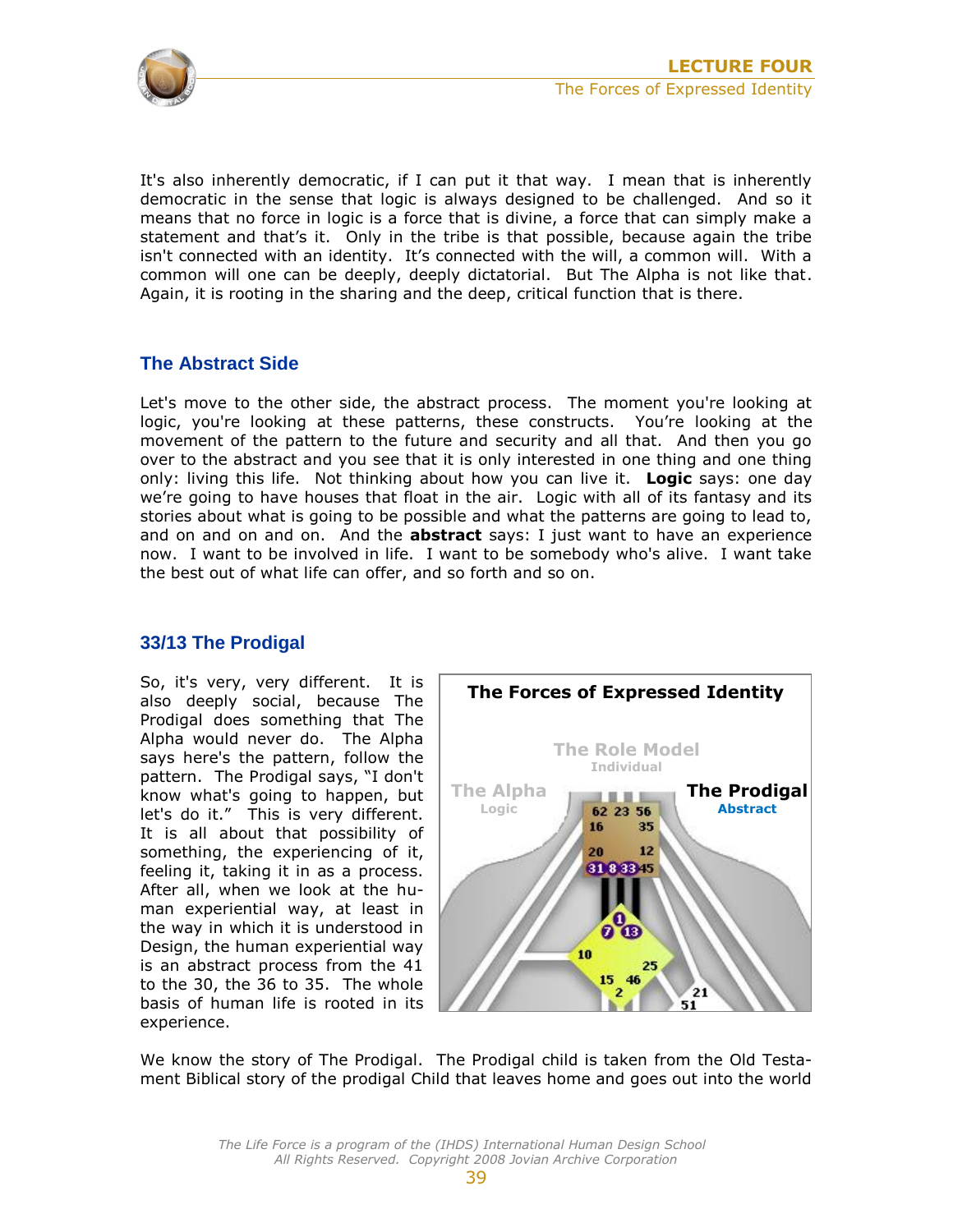It's also inherently democratic, if I can put it that way. I mean that is inherently democratic in the sense that logic is always designed to be challenged. And so it means that no force in logic is a force that is divine, a force that can simply make a statement and that's it. Only in the tribe is that possible, because again the tribe isn't connected with an identity. It's connected with the will, a common will. With a common will one can be deeply, deeply dictatorial. But The Alpha is not like that. Again, it is rooting in the sharing and the deep, critical function that is there.

## The Abstract Side

Let's move to the other side, the abstract process. The moment you're looking at logic, you're looking at these patterns, these constructs. You're looking at the movement of the pattern to the future and security and all that. And then you go over to the abstract and you see that it is only interested in one thing and one thing only: living this life. Not thinking about how you can live it. **Logic** says: one day we're going to have houses that float in the air. Logic with all of its fantasy and its stories about what is going to be possible and what the patterns are going to lead to, and on and on and on. And the **abstract** says: I just want to have an experience now. I want to be involved in life. I want to be somebody who's alive. I want take the best out of what life can offer, and so forth and so on.

## 33/13 The Prodigal

So, it's very, very different. It is also deeply social, because The Prodigal does something that The Alpha would never do. The Alpha says here's the pattern, follow the pattern. The Prodigal says, "I don't know what's going to happen, but let's do it." This is very different. It is all about that possibility of something, the experiencing of it, feeling it, taking it in as a process. After all, when we look at the human experiential way, at least in the way in which it is understood in Design, the human experiential way is an abstract process from the 41 to the 30, the 36 to 35. The whole basis of human life is rooted in its experience.

**The Forces of Expressed Identity**

The Role Model — Individual
The Alpha — Logic
**The Prodigal** — **Abstract**

We know the story of The Prodigal. The Prodigal child is taken from the Old Testament Biblical story of the prodigal Child that leaves home and goes out into the world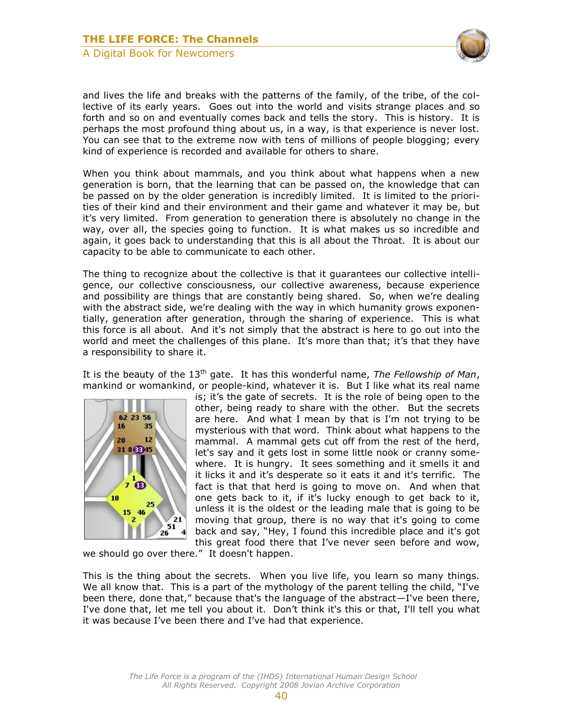and lives the life and breaks with the patterns of the family, of the tribe, of the collective of its early years. Goes out into the world and visits strange places and so forth and so on and eventually comes back and tells the story. This is history. It is perhaps the most profound thing about us, in a way, is that experience is never lost. You can see that to the extreme now with tens of millions of people blogging; every kind of experience is recorded and available for others to share.

When you think about mammals, and you think about what happens when a new generation is born, that the learning that can be passed on, the knowledge that can be passed on by the older generation is incredibly limited. It is limited to the priorities of their kind and their environment and their game and whatever it may be, but it's very limited. From generation to generation there is absolutely no change in the way, over all, the species going to function. It is what makes us so incredible and again, it goes back to understanding that this is all about the Throat. It is about our capacity to be able to communicate to each other.

The thing to recognize about the collective is that it guarantees our collective intelligence, our collective consciousness, our collective awareness, because experience and possibility are things that are constantly being shared. So, when we're dealing with the abstract side, we're dealing with the way in which humanity grows exponentially, generation after generation, through the sharing of experience. This is what this force is all about. And it's not simply that the abstract is here to go out into the world and meet the challenges of this plane. It's more than that; it's that they have a responsibility to share it.

It is the beauty of the 13th gate. It has this wonderful name, *The Fellowship of Man*, mankind or womankind, or people-kind, whatever it is. But I like what its real name is; it's the gate of secrets. It is the role of being open to the other, being ready to share with the other. But the secrets are here. And what I mean by that is I'm not trying to be mysterious with that word. Think about what happens to the mammal. A mammal gets cut off from the rest of the herd, let's say and it gets lost in some little nook or cranny somewhere. It is hungry. It sees something and it smells it and it licks it and it's desperate so it eats it and it's terrific. The fact is that that herd is going to move on. And when that one gets back to it, if it's lucky enough to get back to it, unless it is the oldest or the leading male that is going to be moving that group, there is no way that it's going to come back and say, "Hey, I found this incredible place and it's got this great food there that I've never seen before and wow, we should go over there." It doesn't happen.

This is the thing about the secrets. When you live life, you learn so many things. We all know that. This is a part of the mythology of the parent telling the child, "I've been there, done that," because that's the language of the abstract—I've been there, I've done that, let me tell you about it. Don't think it's this or that, I'll tell you what it was because I've been there and I've had that experience.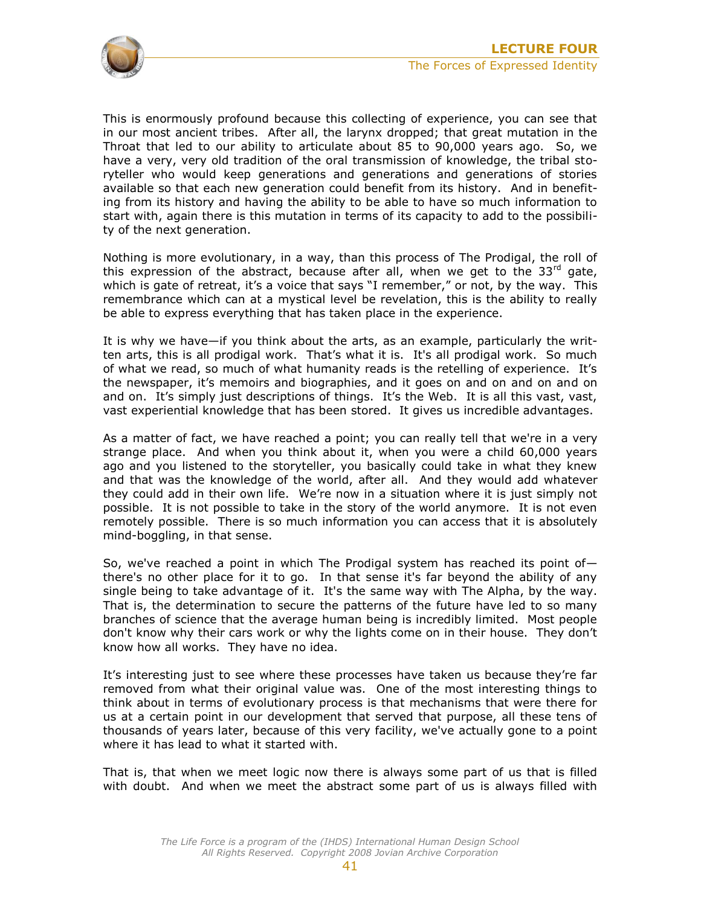This is enormously profound because this collecting of experience, you can see that in our most ancient tribes. After all, the larynx dropped; that great mutation in the Throat that led to our ability to articulate about 85 to 90,000 years ago. So, we have a very, very old tradition of the oral transmission of knowledge, the tribal storyteller who would keep generations and generations and generations of stories available so that each new generation could benefit from its history. And in benefiting from its history and having the ability to be able to have so much information to start with, again there is this mutation in terms of its capacity to add to the possibility of the next generation.

Nothing is more evolutionary, in a way, than this process of The Prodigal, the roll of this expression of the abstract, because after all, when we get to the 33rd gate, which is gate of retreat, it's a voice that says "I remember," or not, by the way. This remembrance which can at a mystical level be revelation, this is the ability to really be able to express everything that has taken place in the experience.

It is why we have—if you think about the arts, as an example, particularly the written arts, this is all prodigal work. That's what it is. It's all prodigal work. So much of what we read, so much of what humanity reads is the retelling of experience. It's the newspaper, it's memoirs and biographies, and it goes on and on and on and on and on. It's simply just descriptions of things. It's the Web. It is all this vast, vast, vast experiential knowledge that has been stored. It gives us incredible advantages.

As a matter of fact, we have reached a point; you can really tell that we're in a very strange place. And when you think about it, when you were a child 60,000 years ago and you listened to the storyteller, you basically could take in what they knew and that was the knowledge of the world, after all. And they would add whatever they could add in their own life. We're now in a situation where it is just simply not possible. It is not possible to take in the story of the world anymore. It is not even remotely possible. There is so much information you can access that it is absolutely mind-boggling, in that sense.

So, we've reached a point in which The Prodigal system has reached its point of—there's no other place for it to go. In that sense it's far beyond the ability of any single being to take advantage of it. It's the same way with The Alpha, by the way. That is, the determination to secure the patterns of the future have led to so many branches of science that the average human being is incredibly limited. Most people don't know why their cars work or why the lights come on in their house. They don't know how all works. They have no idea.

It's interesting just to see where these processes have taken us because they're far removed from what their original value was. One of the most interesting things to think about in terms of evolutionary process is that mechanisms that were there for us at a certain point in our development that served that purpose, all these tens of thousands of years later, because of this very facility, we've actually gone to a point where it has lead to what it started with.

That is, that when we meet logic now there is always some part of us that is filled with doubt. And when we meet the abstract some part of us is always filled with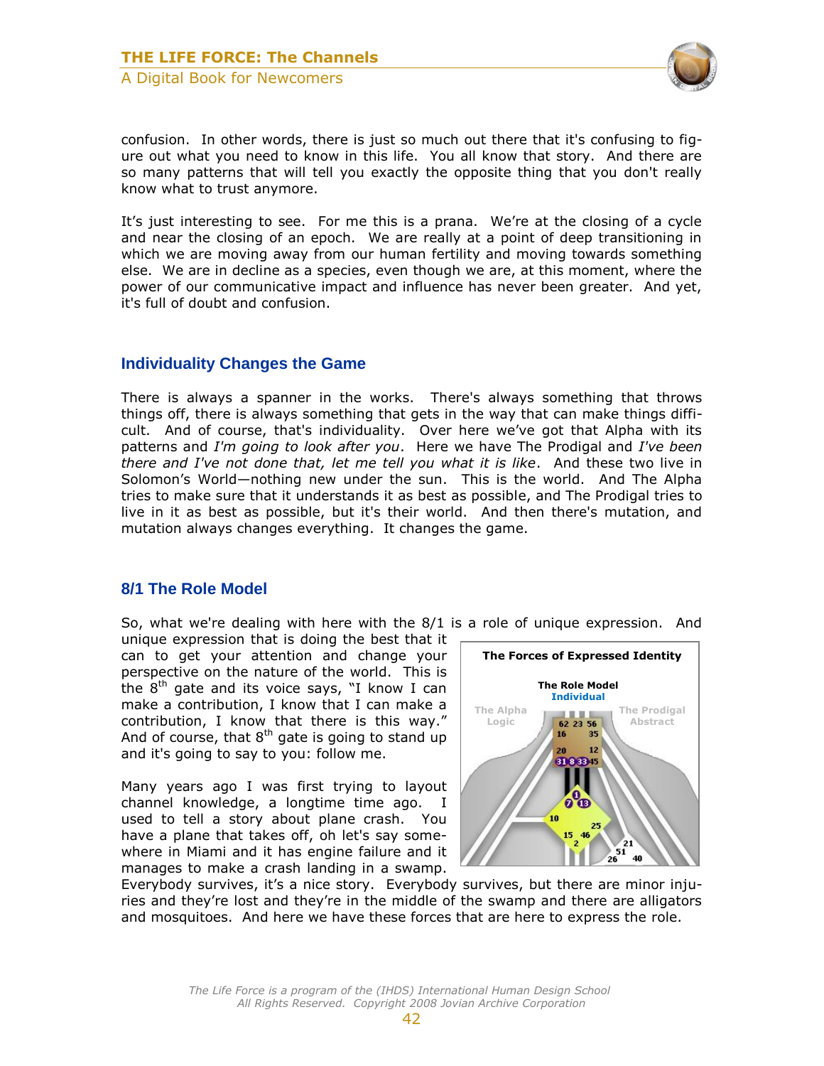confusion. In other words, there is just so much out there that it's confusing to figure out what you need to know in this life. You all know that story. And there are so many patterns that will tell you exactly the opposite thing that you don't really know what to trust anymore.

It's just interesting to see. For me this is a prana. We're at the closing of a cycle and near the closing of an epoch. We are really at a point of deep transitioning in which we are moving away from our human fertility and moving towards something else. We are in decline as a species, even though we are, at this moment, where the power of our communicative impact and influence has never been greater. And yet, it's full of doubt and confusion.

## Individuality Changes the Game

There is always a spanner in the works. There's always something that throws things off, there is always something that gets in the way that can make things difficult. And of course, that's individuality. Over here we've got that Alpha with its patterns and *I'm going to look after you*. Here we have The Prodigal and *I've been there and I've not done that, let me tell you what it is like*. And these two live in Solomon's World—nothing new under the sun. This is the world. And The Alpha tries to make sure that it understands it as best as possible, and The Prodigal tries to live in it as best as possible, but it's their world. And then there's mutation, and mutation always changes everything. It changes the game.

## 8/1 The Role Model

So, what we're dealing with here with the 8/1 is a role of unique expression. And unique expression that is doing the best that it can to get your attention and change your perspective on the nature of the world. This is the 8th gate and its voice says, "I know I can make a contribution, I know that I can make a contribution, I know that there is this way." And of course, that 8th gate is going to stand up and it's going to say to you: follow me.

**The Forces of Expressed Identity**

**The Role Model**
**Individual**

The Alpha
Logic

The Prodigal
Abstract

62 23 56 16 35 20 12 31 8 33 45 1 7 13 10 25 15 46 2 21 51 26 40

Many years ago I was first trying to layout channel knowledge, a longtime time ago. I used to tell a story about plane crash. You have a plane that takes off, oh let's say somewhere in Miami and it has engine failure and it manages to make a crash landing in a swamp. Everybody survives, it's a nice story. Everybody survives, but there are minor injuries and they're lost and they're in the middle of the swamp and there are alligators and mosquitoes. And here we have these forces that are here to express the role.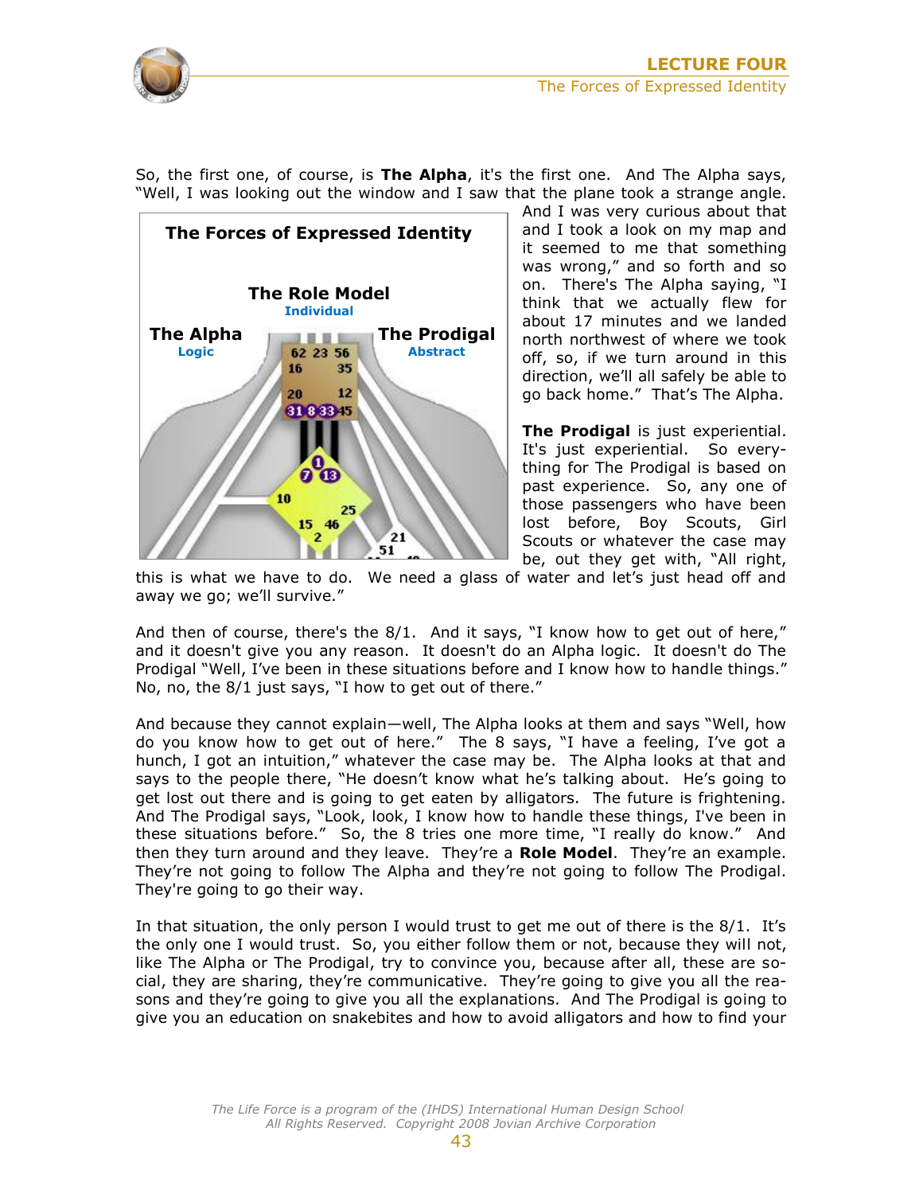So, the first one, of course, is **The Alpha**, it's the first one. And The Alpha says, "Well, I was looking out the window and I saw that the plane took a strange angle. And I was very curious about that and I took a look on my map and it seemed to me that something was wrong," and so forth and so on. There's The Alpha saying, "I think that we actually flew for about 17 minutes and we landed north northwest of where we took off, so, if we turn around in this direction, we'll all safely be able to go back home." That's The Alpha.

**The Forces of Expressed Identity**

**The Role Model**
Individual

**The Alpha**
Logic

**The Prodigal**
Abstract

**The Prodigal** is just experiential. It's just experiential. So everything for The Prodigal is based on past experience. So, any one of those passengers who have been lost before, Boy Scouts, Girl Scouts or whatever the case may be, out they get with, "All right, this is what we have to do. We need a glass of water and let's just head off and away we go; we'll survive."

And then of course, there's the 8/1. And it says, "I know how to get out of here," and it doesn't give you any reason. It doesn't do an Alpha logic. It doesn't do The Prodigal "Well, I've been in these situations before and I know how to handle things." No, no, the 8/1 just says, "I how to get out of there."

And because they cannot explain—well, The Alpha looks at them and says "Well, how do you know how to get out of here." The 8 says, "I have a feeling, I've got a hunch, I got an intuition," whatever the case may be. The Alpha looks at that and says to the people there, "He doesn't know what he's talking about. He's going to get lost out there and is going to get eaten by alligators. The future is frightening. And The Prodigal says, "Look, look, I know how to handle these things, I've been in these situations before." So, the 8 tries one more time, "I really do know." And then they turn around and they leave. They're a **Role Model**. They're an example. They're not going to follow The Alpha and they're not going to follow The Prodigal. They're going to go their way.

In that situation, the only person I would trust to get me out of there is the 8/1. It's the only one I would trust. So, you either follow them or not, because they will not, like The Alpha or The Prodigal, try to convince you, because after all, these are social, they are sharing, they're communicative. They're going to give you all the reasons and they're going to give you all the explanations. And The Prodigal is going to give you an education on snakebites and how to avoid alligators and how to find your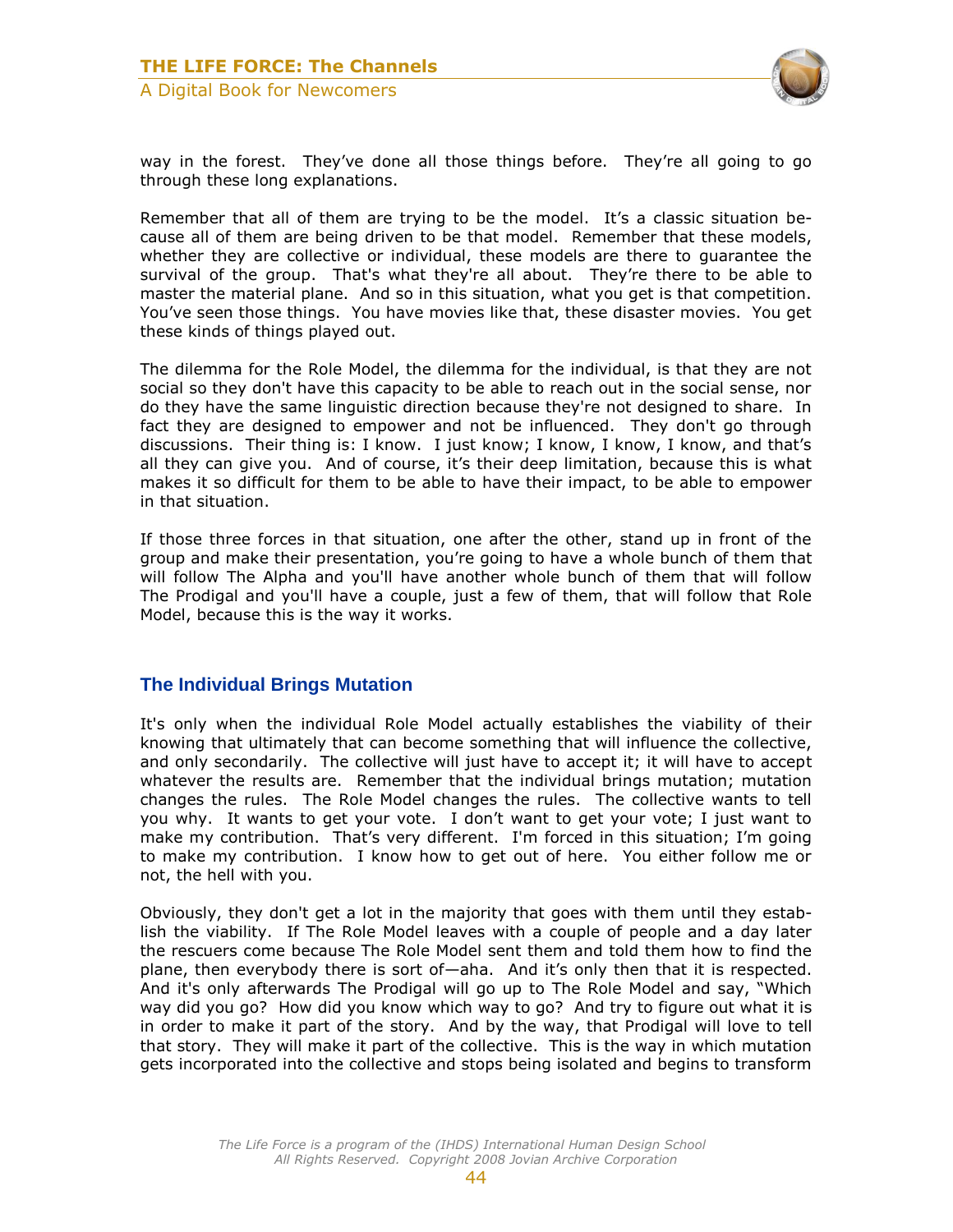way in the forest. They've done all those things before. They're all going to go through these long explanations.

Remember that all of them are trying to be the model. It's a classic situation because all of them are being driven to be that model. Remember that these models, whether they are collective or individual, these models are there to guarantee the survival of the group. That's what they're all about. They're there to be able to master the material plane. And so in this situation, what you get is that competition. You've seen those things. You have movies like that, these disaster movies. You get these kinds of things played out.

The dilemma for the Role Model, the dilemma for the individual, is that they are not social so they don't have this capacity to be able to reach out in the social sense, nor do they have the same linguistic direction because they're not designed to share. In fact they are designed to empower and not be influenced. They don't go through discussions. Their thing is: I know. I just know; I know, I know, I know, and that's all they can give you. And of course, it's their deep limitation, because this is what makes it so difficult for them to be able to have their impact, to be able to empower in that situation.

If those three forces in that situation, one after the other, stand up in front of the group and make their presentation, you're going to have a whole bunch of them that will follow The Alpha and you'll have another whole bunch of them that will follow The Prodigal and you'll have a couple, just a few of them, that will follow that Role Model, because this is the way it works.

## The Individual Brings Mutation

It's only when the individual Role Model actually establishes the viability of their knowing that ultimately that can become something that will influence the collective, and only secondarily. The collective will just have to accept it; it will have to accept whatever the results are. Remember that the individual brings mutation; mutation changes the rules. The Role Model changes the rules. The collective wants to tell you why. It wants to get your vote. I don't want to get your vote; I just want to make my contribution. That's very different. I'm forced in this situation; I'm going to make my contribution. I know how to get out of here. You either follow me or not, the hell with you.

Obviously, they don't get a lot in the majority that goes with them until they establish the viability. If The Role Model leaves with a couple of people and a day later the rescuers come because The Role Model sent them and told them how to find the plane, then everybody there is sort of—aha. And it's only then that it is respected. And it's only afterwards The Prodigal will go up to The Role Model and say, "Which way did you go? How did you know which way to go? And try to figure out what it is in order to make it part of the story. And by the way, that Prodigal will love to tell that story. They will make it part of the collective. This is the way in which mutation gets incorporated into the collective and stops being isolated and begins to transform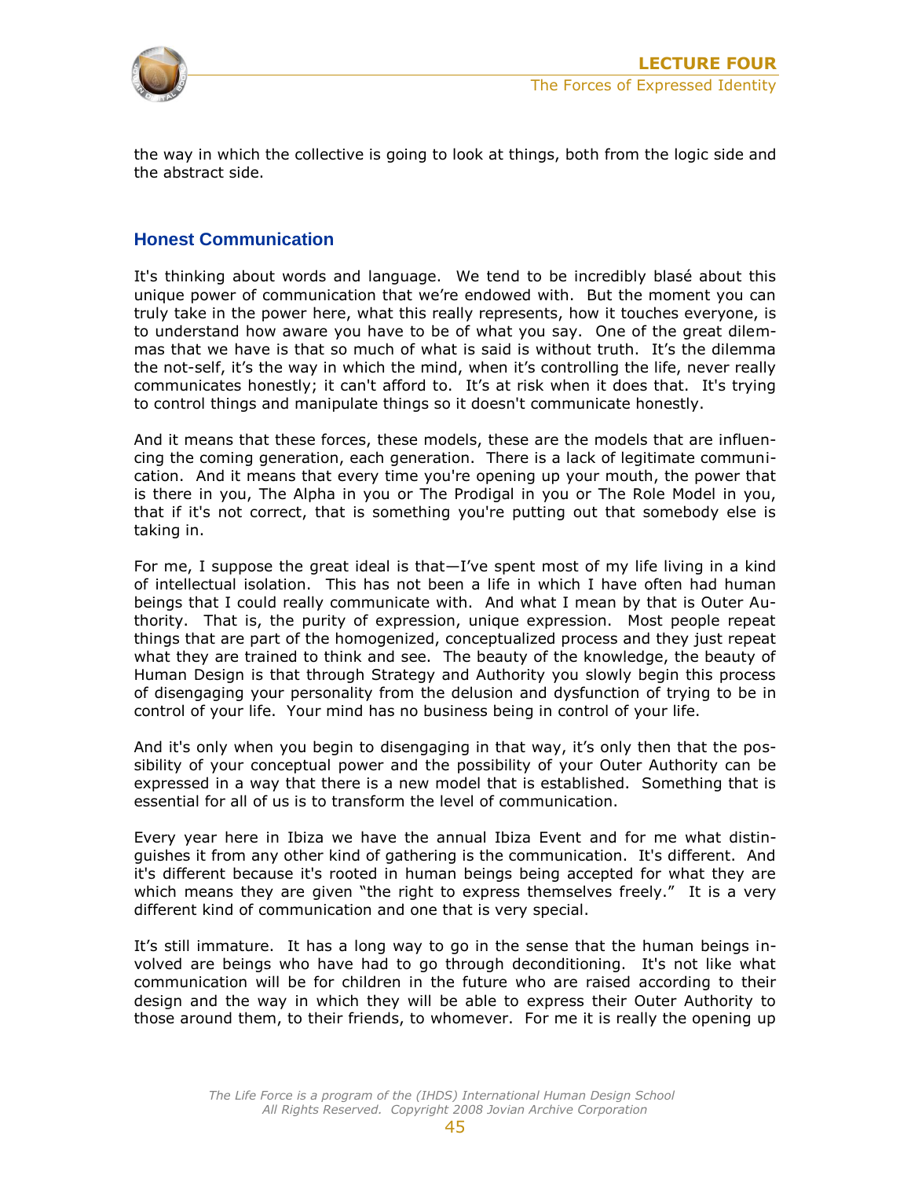the way in which the collective is going to look at things, both from the logic side and the abstract side.

## Honest Communication

It's thinking about words and language. We tend to be incredibly blasé about this unique power of communication that we're endowed with. But the moment you can truly take in the power here, what this really represents, how it touches everyone, is to understand how aware you have to be of what you say. One of the great dilemmas that we have is that so much of what is said is without truth. It's the dilemma the not-self, it's the way in which the mind, when it's controlling the life, never really communicates honestly; it can't afford to. It's at risk when it does that. It's trying to control things and manipulate things so it doesn't communicate honestly.

And it means that these forces, these models, these are the models that are influencing the coming generation, each generation. There is a lack of legitimate communication. And it means that every time you're opening up your mouth, the power that is there in you, The Alpha in you or The Prodigal in you or The Role Model in you, that if it's not correct, that is something you're putting out that somebody else is taking in.

For me, I suppose the great ideal is that—I've spent most of my life living in a kind of intellectual isolation. This has not been a life in which I have often had human beings that I could really communicate with. And what I mean by that is Outer Authority. That is, the purity of expression, unique expression. Most people repeat things that are part of the homogenized, conceptualized process and they just repeat what they are trained to think and see. The beauty of the knowledge, the beauty of Human Design is that through Strategy and Authority you slowly begin this process of disengaging your personality from the delusion and dysfunction of trying to be in control of your life. Your mind has no business being in control of your life.

And it's only when you begin to disengaging in that way, it's only then that the possibility of your conceptual power and the possibility of your Outer Authority can be expressed in a way that there is a new model that is established. Something that is essential for all of us is to transform the level of communication.

Every year here in Ibiza we have the annual Ibiza Event and for me what distinguishes it from any other kind of gathering is the communication. It's different. And it's different because it's rooted in human beings being accepted for what they are which means they are given "the right to express themselves freely." It is a very different kind of communication and one that is very special.

It's still immature. It has a long way to go in the sense that the human beings involved are beings who have had to go through deconditioning. It's not like what communication will be for children in the future who are raised according to their design and the way in which they will be able to express their Outer Authority to those around them, to their friends, to whomever. For me it is really the opening up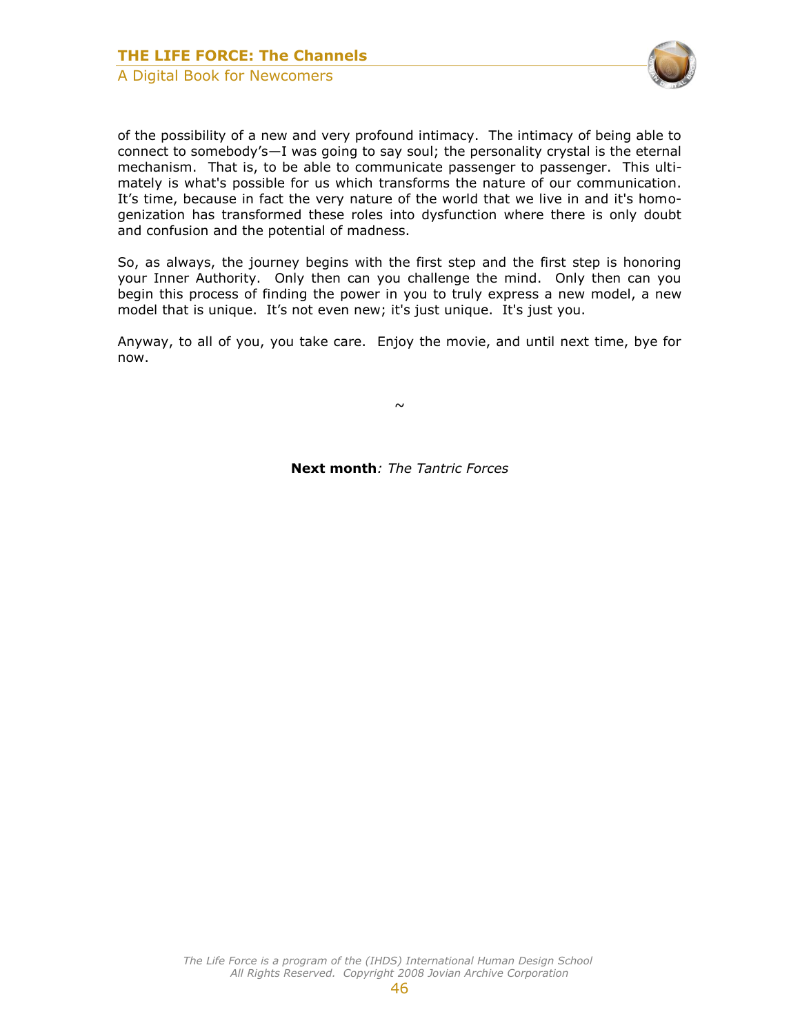of the possibility of a new and very profound intimacy. The intimacy of being able to connect to somebody's—I was going to say soul; the personality crystal is the eternal mechanism. That is, to be able to communicate passenger to passenger. This ultimately is what's possible for us which transforms the nature of our communication. It's time, because in fact the very nature of the world that we live in and it's homogenization has transformed these roles into dysfunction where there is only doubt and confusion and the potential of madness.

So, as always, the journey begins with the first step and the first step is honoring your Inner Authority. Only then can you challenge the mind. Only then can you begin this process of finding the power in you to truly express a new model, a new model that is unique. It's not even new; it's just unique. It's just you.

Anyway, to all of you, you take care. Enjoy the movie, and until next time, bye for now.

~

**Next month***: The Tantric Forces*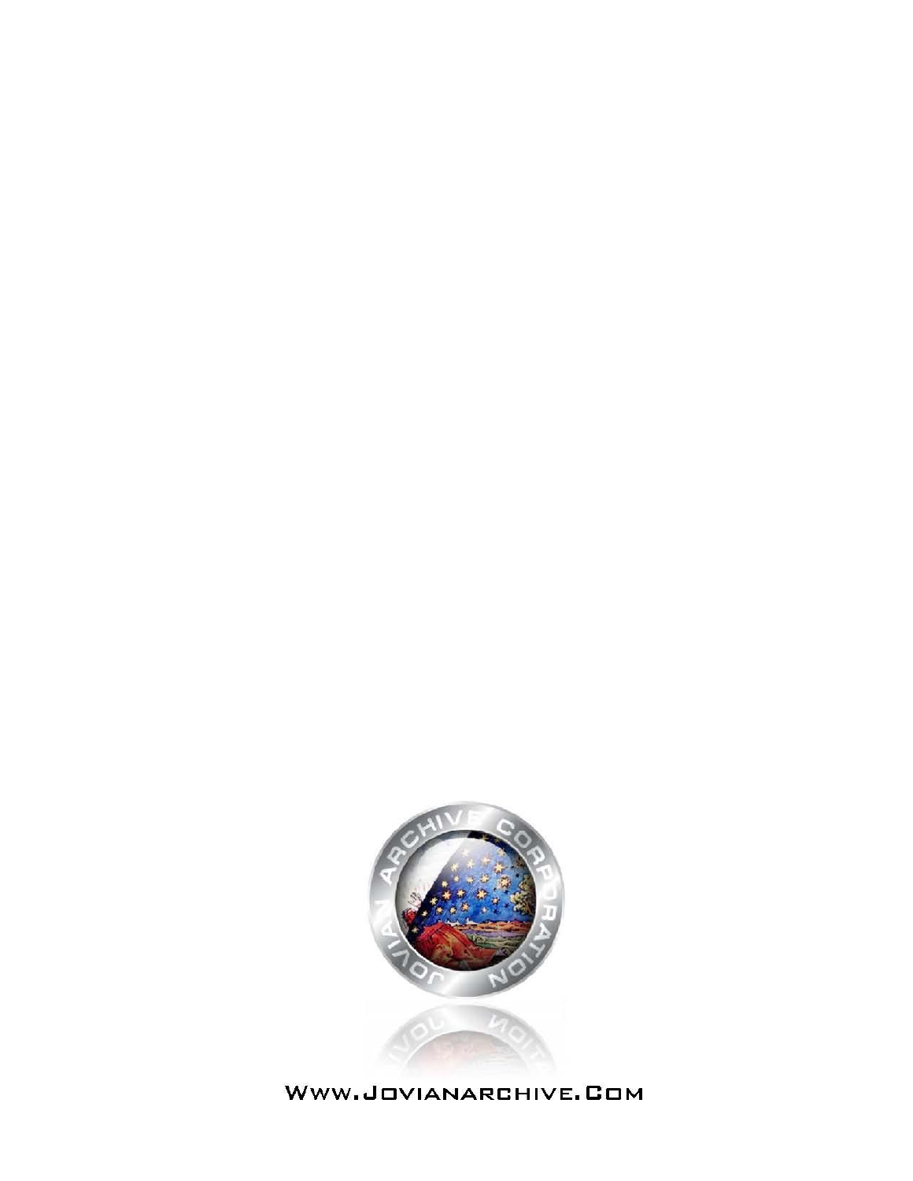Www.Jovianarchive.Com